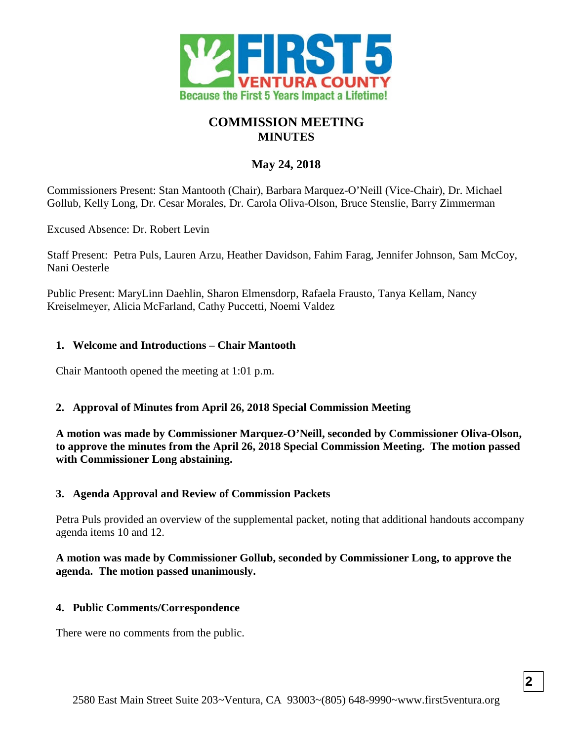FIRST 5 VENTURA COUNTY
Because the First 5 Years Impact a Lifetime!

# COMMISSION MEETING
# MINUTES

## May 24, 2018

Commissioners Present: Stan Mantooth (Chair), Barbara Marquez-O'Neill (Vice-Chair), Dr. Michael Gollub, Kelly Long, Dr. Cesar Morales, Dr. Carola Oliva-Olson, Bruce Stenslie, Barry Zimmerman

Excused Absence: Dr. Robert Levin

Staff Present: Petra Puls, Lauren Arzu, Heather Davidson, Fahim Farag, Jennifer Johnson, Sam McCoy, Nani Oesterle

Public Present: MaryLinn Daehlin, Sharon Elmensdorp, Rafaela Frausto, Tanya Kellam, Nancy Kreiselmeyer, Alicia McFarland, Cathy Puccetti, Noemi Valdez

### 1. Welcome and Introductions – Chair Mantooth

Chair Mantooth opened the meeting at 1:01 p.m.

### 2. Approval of Minutes from April 26, 2018 Special Commission Meeting

**A motion was made by Commissioner Marquez-O'Neill, seconded by Commissioner Oliva-Olson, to approve the minutes from the April 26, 2018 Special Commission Meeting. The motion passed with Commissioner Long abstaining.**

### 3. Agenda Approval and Review of Commission Packets

Petra Puls provided an overview of the supplemental packet, noting that additional handouts accompany agenda items 10 and 12.

**A motion was made by Commissioner Gollub, seconded by Commissioner Long, to approve the agenda. The motion passed unanimously.**

### 4. Public Comments/Correspondence

There were no comments from the public.

2580 East Main Street Suite 203~Ventura, CA 93003~(805) 648-9990~www.first5ventura.org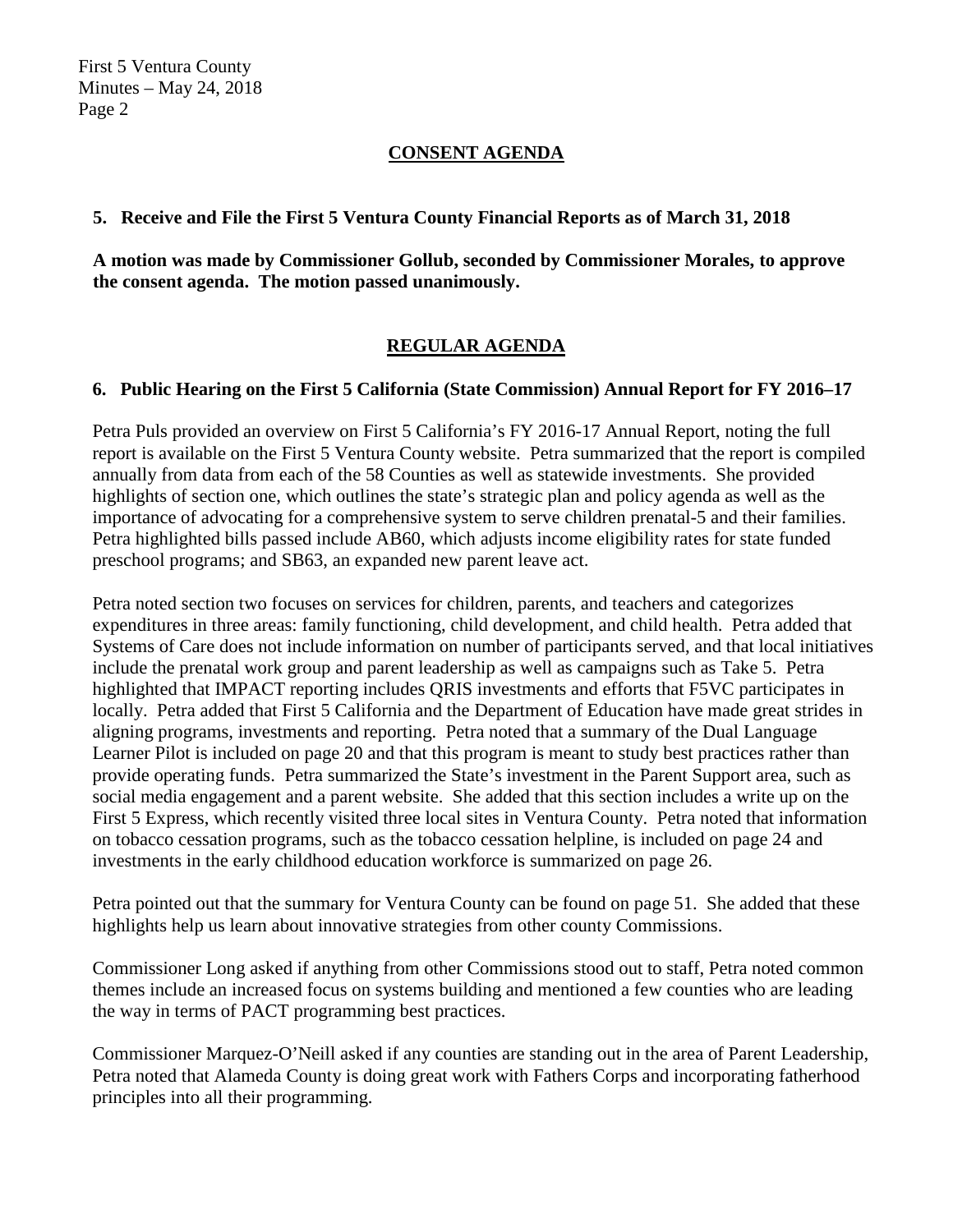## CONSENT AGENDA

**5. Receive and File the First 5 Ventura County Financial Reports as of March 31, 2018**

**A motion was made by Commissioner Gollub, seconded by Commissioner Morales, to approve the consent agenda. The motion passed unanimously.**

## REGULAR AGENDA

**6. Public Hearing on the First 5 California (State Commission) Annual Report for FY 2016–17**

Petra Puls provided an overview on First 5 California's FY 2016-17 Annual Report, noting the full report is available on the First 5 Ventura County website. Petra summarized that the report is compiled annually from data from each of the 58 Counties as well as statewide investments. She provided highlights of section one, which outlines the state's strategic plan and policy agenda as well as the importance of advocating for a comprehensive system to serve children prenatal-5 and their families. Petra highlighted bills passed include AB60, which adjusts income eligibility rates for state funded preschool programs; and SB63, an expanded new parent leave act.

Petra noted section two focuses on services for children, parents, and teachers and categorizes expenditures in three areas: family functioning, child development, and child health. Petra added that Systems of Care does not include information on number of participants served, and that local initiatives include the prenatal work group and parent leadership as well as campaigns such as Take 5. Petra highlighted that IMPACT reporting includes QRIS investments and efforts that F5VC participates in locally. Petra added that First 5 California and the Department of Education have made great strides in aligning programs, investments and reporting. Petra noted that a summary of the Dual Language Learner Pilot is included on page 20 and that this program is meant to study best practices rather than provide operating funds. Petra summarized the State's investment in the Parent Support area, such as social media engagement and a parent website. She added that this section includes a write up on the First 5 Express, which recently visited three local sites in Ventura County. Petra noted that information on tobacco cessation programs, such as the tobacco cessation helpline, is included on page 24 and investments in the early childhood education workforce is summarized on page 26.

Petra pointed out that the summary for Ventura County can be found on page 51. She added that these highlights help us learn about innovative strategies from other county Commissions.

Commissioner Long asked if anything from other Commissions stood out to staff, Petra noted common themes include an increased focus on systems building and mentioned a few counties who are leading the way in terms of PACT programming best practices.

Commissioner Marquez-O'Neill asked if any counties are standing out in the area of Parent Leadership, Petra noted that Alameda County is doing great work with Fathers Corps and incorporating fatherhood principles into all their programming.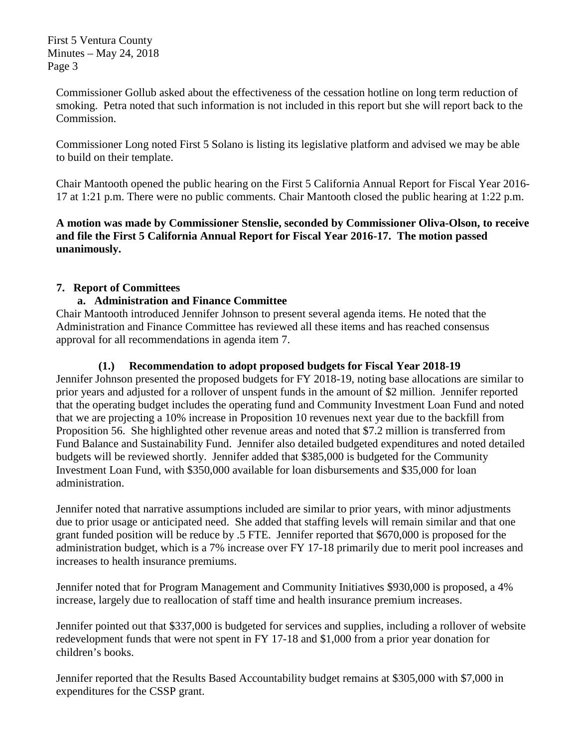Commissioner Gollub asked about the effectiveness of the cessation hotline on long term reduction of smoking. Petra noted that such information is not included in this report but she will report back to the Commission.

Commissioner Long noted First 5 Solano is listing its legislative platform and advised we may be able to build on their template.

Chair Mantooth opened the public hearing on the First 5 California Annual Report for Fiscal Year 2016-17 at 1:21 p.m. There were no public comments. Chair Mantooth closed the public hearing at 1:22 p.m.

**A motion was made by Commissioner Stenslie, seconded by Commissioner Oliva-Olson, to receive and file the First 5 California Annual Report for Fiscal Year 2016-17. The motion passed unanimously.**

## 7. Report of Committees

### a. Administration and Finance Committee

Chair Mantooth introduced Jennifer Johnson to present several agenda items. He noted that the Administration and Finance Committee has reviewed all these items and has reached consensus approval for all recommendations in agenda item 7.

#### (1.) Recommendation to adopt proposed budgets for Fiscal Year 2018-19

Jennifer Johnson presented the proposed budgets for FY 2018-19, noting base allocations are similar to prior years and adjusted for a rollover of unspent funds in the amount of $2 million. Jennifer reported that the operating budget includes the operating fund and Community Investment Loan Fund and noted that we are projecting a 10% increase in Proposition 10 revenues next year due to the backfill from Proposition 56. She highlighted other revenue areas and noted that $7.2 million is transferred from Fund Balance and Sustainability Fund. Jennifer also detailed budgeted expenditures and noted detailed budgets will be reviewed shortly. Jennifer added that $385,000 is budgeted for the Community Investment Loan Fund, with $350,000 available for loan disbursements and $35,000 for loan administration.

Jennifer noted that narrative assumptions included are similar to prior years, with minor adjustments due to prior usage or anticipated need. She added that staffing levels will remain similar and that one grant funded position will be reduce by .5 FTE. Jennifer reported that $670,000 is proposed for the administration budget, which is a 7% increase over FY 17-18 primarily due to merit pool increases and increases to health insurance premiums.

Jennifer noted that for Program Management and Community Initiatives $930,000 is proposed, a 4% increase, largely due to reallocation of staff time and health insurance premium increases.

Jennifer pointed out that $337,000 is budgeted for services and supplies, including a rollover of website redevelopment funds that were not spent in FY 17-18 and $1,000 from a prior year donation for children's books.

Jennifer reported that the Results Based Accountability budget remains at $305,000 with $7,000 in expenditures for the CSSP grant.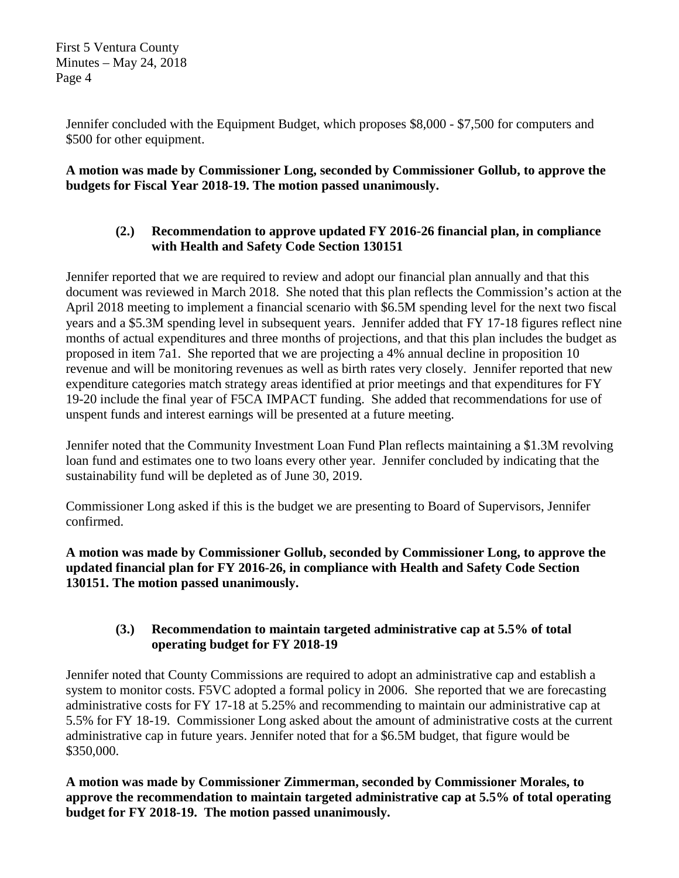Jennifer concluded with the Equipment Budget, which proposes \$8,000 - \$7,500 for computers and \$500 for other equipment.

**A motion was made by Commissioner Long, seconded by Commissioner Gollub, to approve the budgets for Fiscal Year 2018-19. The motion passed unanimously.**

### (2.) Recommendation to approve updated FY 2016-26 financial plan, in compliance with Health and Safety Code Section 130151

Jennifer reported that we are required to review and adopt our financial plan annually and that this document was reviewed in March 2018. She noted that this plan reflects the Commission's action at the April 2018 meeting to implement a financial scenario with \$6.5M spending level for the next two fiscal years and a \$5.3M spending level in subsequent years. Jennifer added that FY 17-18 figures reflect nine months of actual expenditures and three months of projections, and that this plan includes the budget as proposed in item 7a1. She reported that we are projecting a 4% annual decline in proposition 10 revenue and will be monitoring revenues as well as birth rates very closely. Jennifer reported that new expenditure categories match strategy areas identified at prior meetings and that expenditures for FY 19-20 include the final year of F5CA IMPACT funding. She added that recommendations for use of unspent funds and interest earnings will be presented at a future meeting.

Jennifer noted that the Community Investment Loan Fund Plan reflects maintaining a \$1.3M revolving loan fund and estimates one to two loans every other year. Jennifer concluded by indicating that the sustainability fund will be depleted as of June 30, 2019.

Commissioner Long asked if this is the budget we are presenting to Board of Supervisors, Jennifer confirmed.

**A motion was made by Commissioner Gollub, seconded by Commissioner Long, to approve the updated financial plan for FY 2016-26, in compliance with Health and Safety Code Section 130151. The motion passed unanimously.**

### (3.) Recommendation to maintain targeted administrative cap at 5.5% of total operating budget for FY 2018-19

Jennifer noted that County Commissions are required to adopt an administrative cap and establish a system to monitor costs. F5VC adopted a formal policy in 2006. She reported that we are forecasting administrative costs for FY 17-18 at 5.25% and recommending to maintain our administrative cap at 5.5% for FY 18-19. Commissioner Long asked about the amount of administrative costs at the current administrative cap in future years. Jennifer noted that for a \$6.5M budget, that figure would be \$350,000.

**A motion was made by Commissioner Zimmerman, seconded by Commissioner Morales, to approve the recommendation to maintain targeted administrative cap at 5.5% of total operating budget for FY 2018-19. The motion passed unanimously.**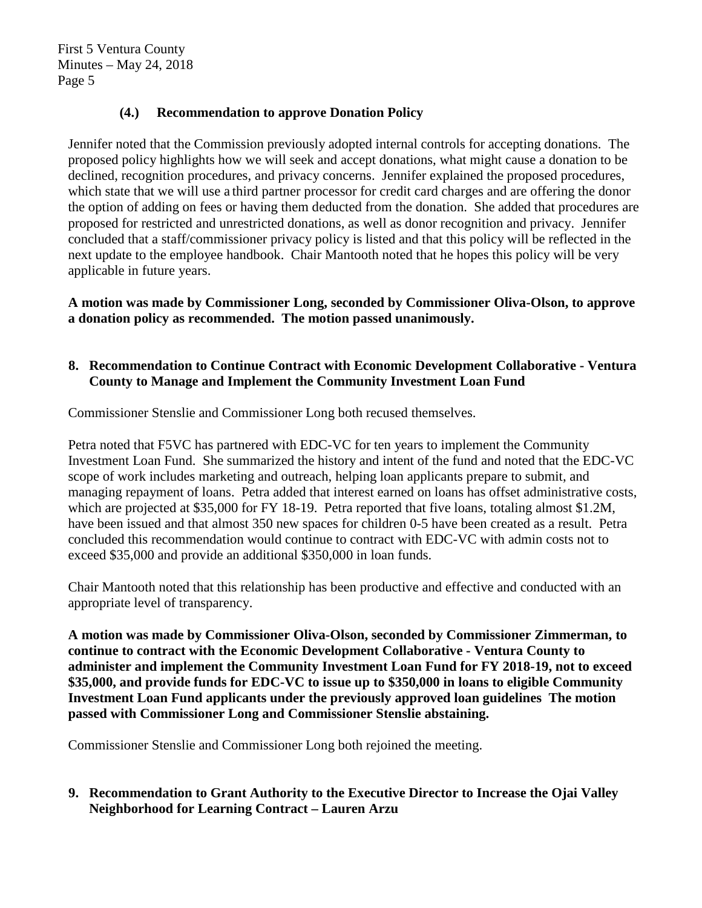### (4.) Recommendation to approve Donation Policy

Jennifer noted that the Commission previously adopted internal controls for accepting donations. The proposed policy highlights how we will seek and accept donations, what might cause a donation to be declined, recognition procedures, and privacy concerns. Jennifer explained the proposed procedures, which state that we will use a third partner processor for credit card charges and are offering the donor the option of adding on fees or having them deducted from the donation. She added that procedures are proposed for restricted and unrestricted donations, as well as donor recognition and privacy. Jennifer concluded that a staff/commissioner privacy policy is listed and that this policy will be reflected in the next update to the employee handbook. Chair Mantooth noted that he hopes this policy will be very applicable in future years.

**A motion was made by Commissioner Long, seconded by Commissioner Oliva-Olson, to approve a donation policy as recommended. The motion passed unanimously.**

**8. Recommendation to Continue Contract with Economic Development Collaborative - Ventura County to Manage and Implement the Community Investment Loan Fund**

Commissioner Stenslie and Commissioner Long both recused themselves.

Petra noted that F5VC has partnered with EDC-VC for ten years to implement the Community Investment Loan Fund. She summarized the history and intent of the fund and noted that the EDC-VC scope of work includes marketing and outreach, helping loan applicants prepare to submit, and managing repayment of loans. Petra added that interest earned on loans has offset administrative costs, which are projected at $35,000 for FY 18-19. Petra reported that five loans, totaling almost $1.2M, have been issued and that almost 350 new spaces for children 0-5 have been created as a result. Petra concluded this recommendation would continue to contract with EDC-VC with admin costs not to exceed $35,000 and provide an additional $350,000 in loan funds.

Chair Mantooth noted that this relationship has been productive and effective and conducted with an appropriate level of transparency.

**A motion was made by Commissioner Oliva-Olson, seconded by Commissioner Zimmerman, to continue to contract with the Economic Development Collaborative - Ventura County to administer and implement the Community Investment Loan Fund for FY 2018-19, not to exceed $35,000, and provide funds for EDC-VC to issue up to $350,000 in loans to eligible Community Investment Loan Fund applicants under the previously approved loan guidelines The motion passed with Commissioner Long and Commissioner Stenslie abstaining.**

Commissioner Stenslie and Commissioner Long both rejoined the meeting.

**9. Recommendation to Grant Authority to the Executive Director to Increase the Ojai Valley Neighborhood for Learning Contract – Lauren Arzu**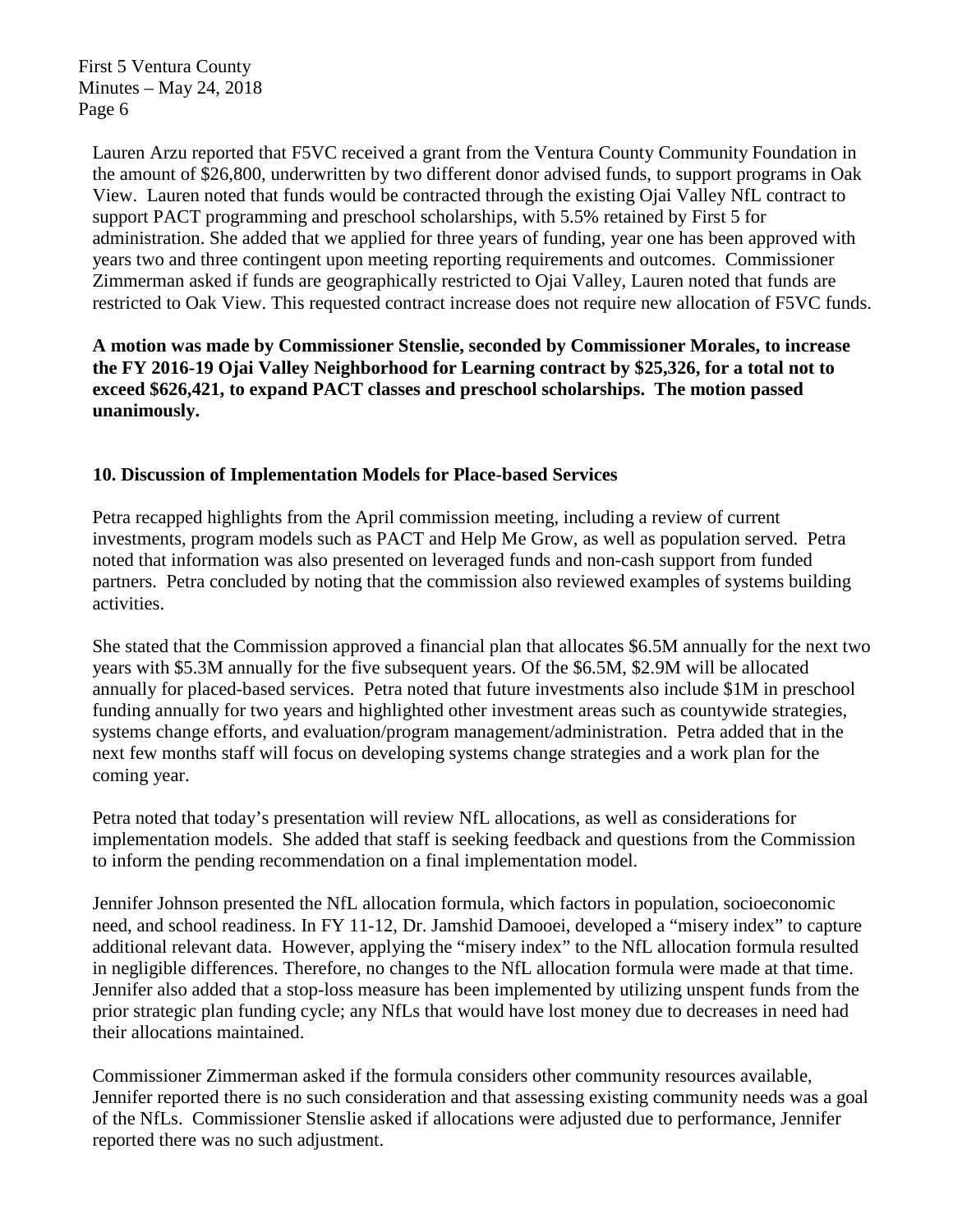Lauren Arzu reported that F5VC received a grant from the Ventura County Community Foundation in the amount of $26,800, underwritten by two different donor advised funds, to support programs in Oak View. Lauren noted that funds would be contracted through the existing Ojai Valley NfL contract to support PACT programming and preschool scholarships, with 5.5% retained by First 5 for administration. She added that we applied for three years of funding, year one has been approved with years two and three contingent upon meeting reporting requirements and outcomes. Commissioner Zimmerman asked if funds are geographically restricted to Ojai Valley, Lauren noted that funds are restricted to Oak View. This requested contract increase does not require new allocation of F5VC funds.

**A motion was made by Commissioner Stenslie, seconded by Commissioner Morales, to increase the FY 2016-19 Ojai Valley Neighborhood for Learning contract by $25,326, for a total not to exceed $626,421, to expand PACT classes and preschool scholarships. The motion passed unanimously.**

**10. Discussion of Implementation Models for Place-based Services**

Petra recapped highlights from the April commission meeting, including a review of current investments, program models such as PACT and Help Me Grow, as well as population served. Petra noted that information was also presented on leveraged funds and non-cash support from funded partners. Petra concluded by noting that the commission also reviewed examples of systems building activities.

She stated that the Commission approved a financial plan that allocates $6.5M annually for the next two years with $5.3M annually for the five subsequent years. Of the $6.5M, $2.9M will be allocated annually for placed-based services. Petra noted that future investments also include $1M in preschool funding annually for two years and highlighted other investment areas such as countywide strategies, systems change efforts, and evaluation/program management/administration. Petra added that in the next few months staff will focus on developing systems change strategies and a work plan for the coming year.

Petra noted that today's presentation will review NfL allocations, as well as considerations for implementation models. She added that staff is seeking feedback and questions from the Commission to inform the pending recommendation on a final implementation model.

Jennifer Johnson presented the NfL allocation formula, which factors in population, socioeconomic need, and school readiness. In FY 11-12, Dr. Jamshid Damooei, developed a "misery index" to capture additional relevant data. However, applying the "misery index" to the NfL allocation formula resulted in negligible differences. Therefore, no changes to the NfL allocation formula were made at that time. Jennifer also added that a stop-loss measure has been implemented by utilizing unspent funds from the prior strategic plan funding cycle; any NfLs that would have lost money due to decreases in need had their allocations maintained.

Commissioner Zimmerman asked if the formula considers other community resources available, Jennifer reported there is no such consideration and that assessing existing community needs was a goal of the NfLs. Commissioner Stenslie asked if allocations were adjusted due to performance, Jennifer reported there was no such adjustment.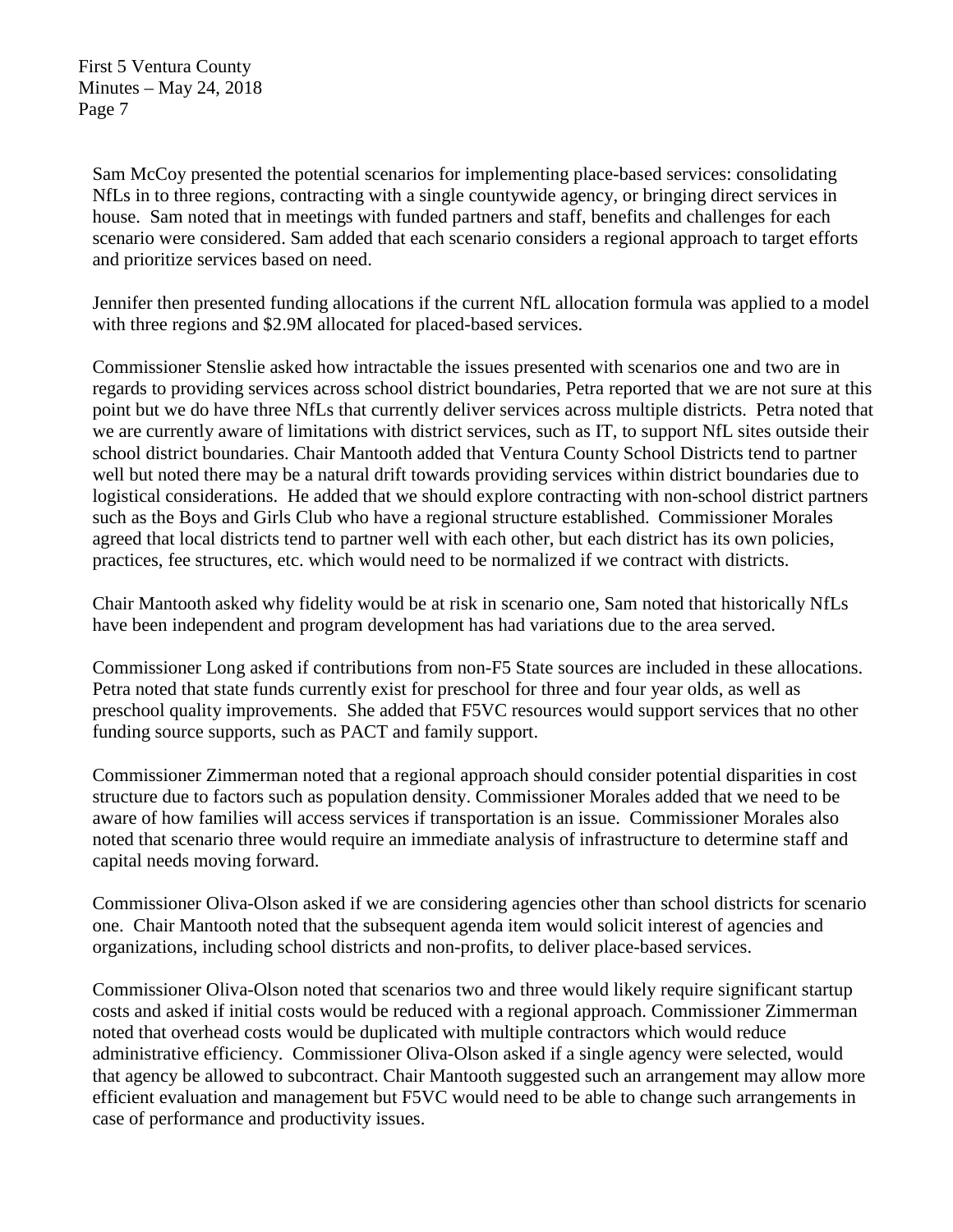Sam McCoy presented the potential scenarios for implementing place-based services: consolidating NfLs in to three regions, contracting with a single countywide agency, or bringing direct services in house. Sam noted that in meetings with funded partners and staff, benefits and challenges for each scenario were considered. Sam added that each scenario considers a regional approach to target efforts and prioritize services based on need.

Jennifer then presented funding allocations if the current NfL allocation formula was applied to a model with three regions and $2.9M allocated for placed-based services.

Commissioner Stenslie asked how intractable the issues presented with scenarios one and two are in regards to providing services across school district boundaries, Petra reported that we are not sure at this point but we do have three NfLs that currently deliver services across multiple districts. Petra noted that we are currently aware of limitations with district services, such as IT, to support NfL sites outside their school district boundaries. Chair Mantooth added that Ventura County School Districts tend to partner well but noted there may be a natural drift towards providing services within district boundaries due to logistical considerations. He added that we should explore contracting with non-school district partners such as the Boys and Girls Club who have a regional structure established. Commissioner Morales agreed that local districts tend to partner well with each other, but each district has its own policies, practices, fee structures, etc. which would need to be normalized if we contract with districts.

Chair Mantooth asked why fidelity would be at risk in scenario one, Sam noted that historically NfLs have been independent and program development has had variations due to the area served.

Commissioner Long asked if contributions from non-F5 State sources are included in these allocations. Petra noted that state funds currently exist for preschool for three and four year olds, as well as preschool quality improvements. She added that F5VC resources would support services that no other funding source supports, such as PACT and family support.

Commissioner Zimmerman noted that a regional approach should consider potential disparities in cost structure due to factors such as population density. Commissioner Morales added that we need to be aware of how families will access services if transportation is an issue. Commissioner Morales also noted that scenario three would require an immediate analysis of infrastructure to determine staff and capital needs moving forward.

Commissioner Oliva-Olson asked if we are considering agencies other than school districts for scenario one. Chair Mantooth noted that the subsequent agenda item would solicit interest of agencies and organizations, including school districts and non-profits, to deliver place-based services.

Commissioner Oliva-Olson noted that scenarios two and three would likely require significant startup costs and asked if initial costs would be reduced with a regional approach. Commissioner Zimmerman noted that overhead costs would be duplicated with multiple contractors which would reduce administrative efficiency. Commissioner Oliva-Olson asked if a single agency were selected, would that agency be allowed to subcontract. Chair Mantooth suggested such an arrangement may allow more efficient evaluation and management but F5VC would need to be able to change such arrangements in case of performance and productivity issues.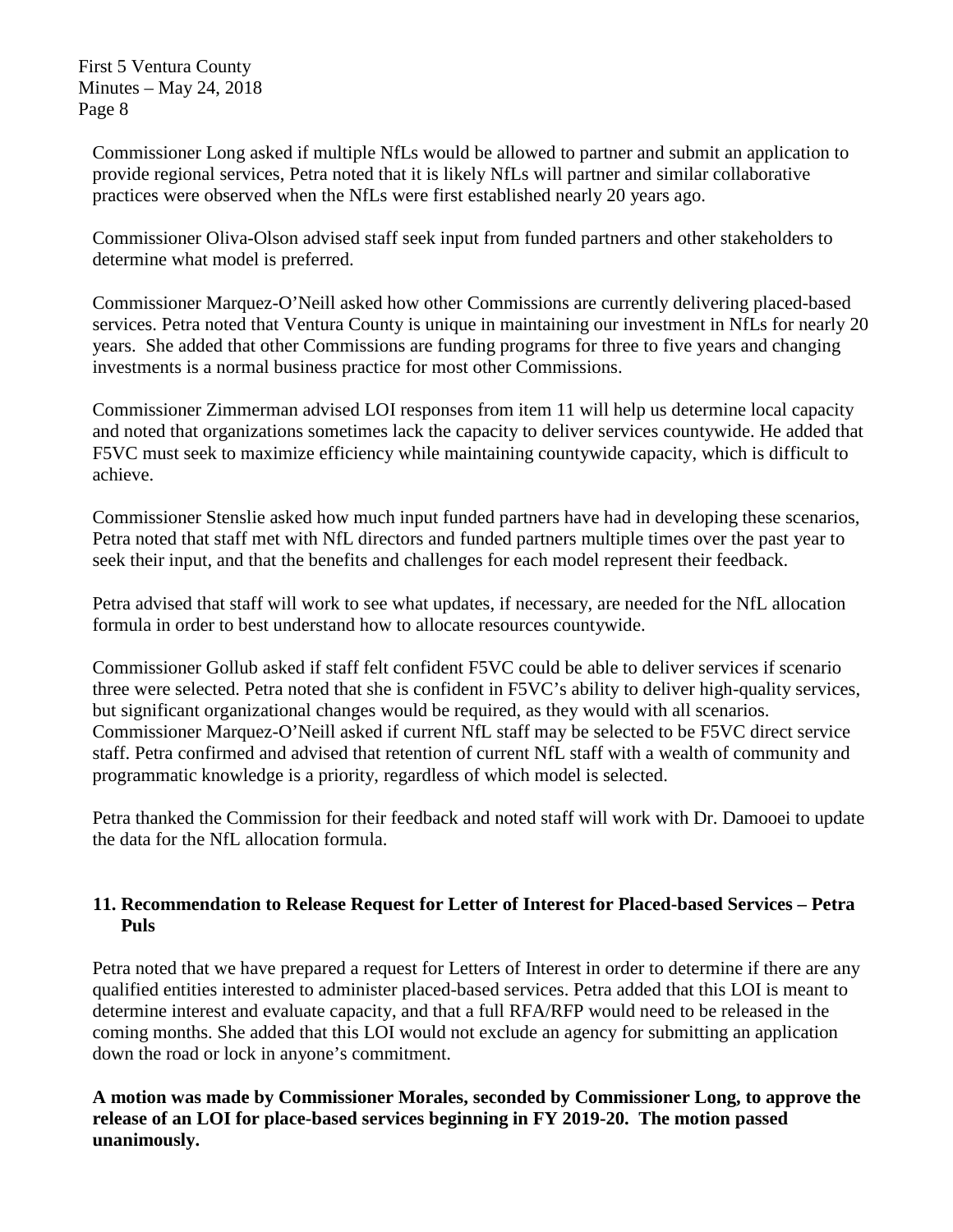Commissioner Long asked if multiple NfLs would be allowed to partner and submit an application to provide regional services, Petra noted that it is likely NfLs will partner and similar collaborative practices were observed when the NfLs were first established nearly 20 years ago.

Commissioner Oliva-Olson advised staff seek input from funded partners and other stakeholders to determine what model is preferred.

Commissioner Marquez-O'Neill asked how other Commissions are currently delivering placed-based services. Petra noted that Ventura County is unique in maintaining our investment in NfLs for nearly 20 years. She added that other Commissions are funding programs for three to five years and changing investments is a normal business practice for most other Commissions.

Commissioner Zimmerman advised LOI responses from item 11 will help us determine local capacity and noted that organizations sometimes lack the capacity to deliver services countywide. He added that F5VC must seek to maximize efficiency while maintaining countywide capacity, which is difficult to achieve.

Commissioner Stenslie asked how much input funded partners have had in developing these scenarios, Petra noted that staff met with NfL directors and funded partners multiple times over the past year to seek their input, and that the benefits and challenges for each model represent their feedback.

Petra advised that staff will work to see what updates, if necessary, are needed for the NfL allocation formula in order to best understand how to allocate resources countywide.

Commissioner Gollub asked if staff felt confident F5VC could be able to deliver services if scenario three were selected. Petra noted that she is confident in F5VC's ability to deliver high-quality services, but significant organizational changes would be required, as they would with all scenarios. Commissioner Marquez-O'Neill asked if current NfL staff may be selected to be F5VC direct service staff. Petra confirmed and advised that retention of current NfL staff with a wealth of community and programmatic knowledge is a priority, regardless of which model is selected.

Petra thanked the Commission for their feedback and noted staff will work with Dr. Damooei to update the data for the NfL allocation formula.

**11. Recommendation to Release Request for Letter of Interest for Placed-based Services – Petra Puls**

Petra noted that we have prepared a request for Letters of Interest in order to determine if there are any qualified entities interested to administer placed-based services. Petra added that this LOI is meant to determine interest and evaluate capacity, and that a full RFA/RFP would need to be released in the coming months. She added that this LOI would not exclude an agency for submitting an application down the road or lock in anyone's commitment.

**A motion was made by Commissioner Morales, seconded by Commissioner Long, to approve the release of an LOI for place-based services beginning in FY 2019-20. The motion passed unanimously.**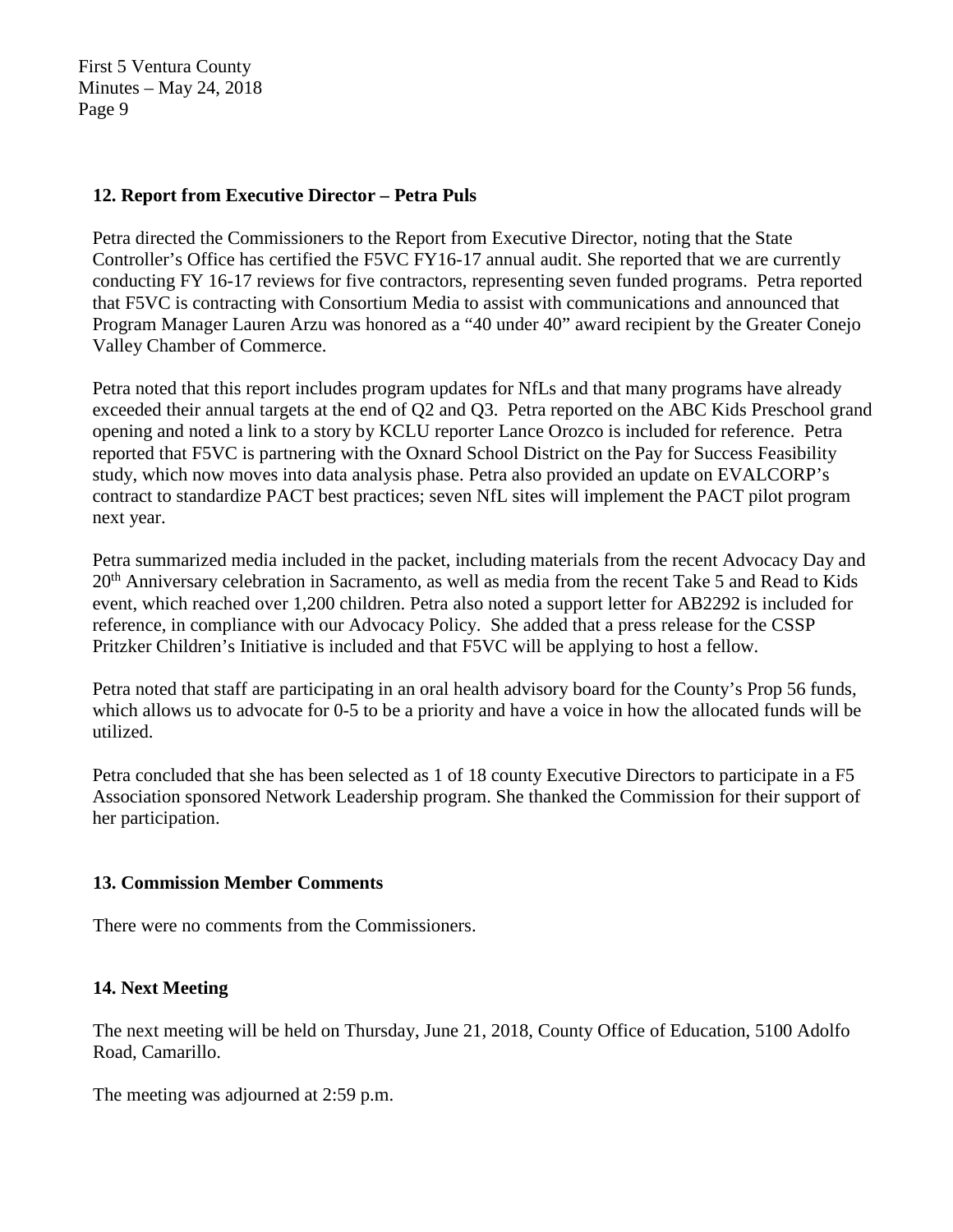## 12. Report from Executive Director – Petra Puls

Petra directed the Commissioners to the Report from Executive Director, noting that the State Controller's Office has certified the F5VC FY16-17 annual audit. She reported that we are currently conducting FY 16-17 reviews for five contractors, representing seven funded programs. Petra reported that F5VC is contracting with Consortium Media to assist with communications and announced that Program Manager Lauren Arzu was honored as a "40 under 40" award recipient by the Greater Conejo Valley Chamber of Commerce.

Petra noted that this report includes program updates for NfLs and that many programs have already exceeded their annual targets at the end of Q2 and Q3. Petra reported on the ABC Kids Preschool grand opening and noted a link to a story by KCLU reporter Lance Orozco is included for reference. Petra reported that F5VC is partnering with the Oxnard School District on the Pay for Success Feasibility study, which now moves into data analysis phase. Petra also provided an update on EVALCORP's contract to standardize PACT best practices; seven NfL sites will implement the PACT pilot program next year.

Petra summarized media included in the packet, including materials from the recent Advocacy Day and 20th Anniversary celebration in Sacramento, as well as media from the recent Take 5 and Read to Kids event, which reached over 1,200 children. Petra also noted a support letter for AB2292 is included for reference, in compliance with our Advocacy Policy. She added that a press release for the CSSP Pritzker Children's Initiative is included and that F5VC will be applying to host a fellow.

Petra noted that staff are participating in an oral health advisory board for the County's Prop 56 funds, which allows us to advocate for 0-5 to be a priority and have a voice in how the allocated funds will be utilized.

Petra concluded that she has been selected as 1 of 18 county Executive Directors to participate in a F5 Association sponsored Network Leadership program. She thanked the Commission for their support of her participation.

## 13. Commission Member Comments

There were no comments from the Commissioners.

## 14. Next Meeting

The next meeting will be held on Thursday, June 21, 2018, County Office of Education, 5100 Adolfo Road, Camarillo.

The meeting was adjourned at 2:59 p.m.